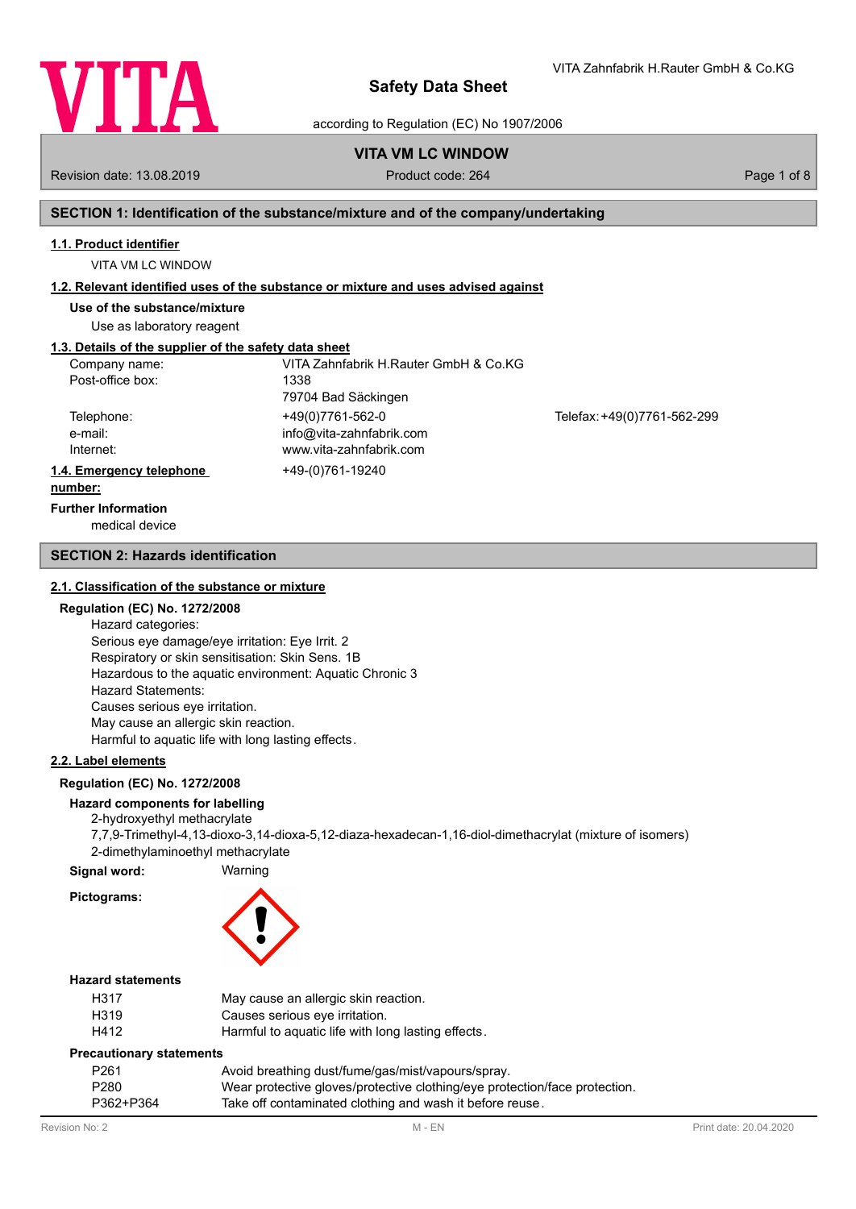# Safety Data Sheet

according to Regulation (EC) No 1907/2006

VITA Zahnfabrik H.Rauter GmbH & Co.KG

**VITA VM LC WINDOW**

Revision date: 13.08.2019 | Product code: 264

## SECTION 1: Identification of the substance/mixture and of the company/undertaking

### 1.1. Product identifier

VITA VM LC WINDOW

### 1.2. Relevant identified uses of the substance or mixture and uses advised against

**Use of the substance/mixture**

Use as laboratory reagent

### 1.3. Details of the supplier of the safety data sheet

| | | |
|---|---|---|
| Company name: | VITA Zahnfabrik H.Rauter GmbH & Co.KG | |
| Post-office box: | 1338 | |
| | 79704 Bad Säckingen | |
| Telephone: | +49(0)7761-562-0 | Telefax: +49(0)7761-562-299 |
| e-mail: | info@vita-zahnfabrik.com | |
| Internet: | www.vita-zahnfabrik.com | |

### 1.4. Emergency telephone number:

+49-(0)761-19240

**Further Information**

medical device

## SECTION 2: Hazards identification

### 2.1. Classification of the substance or mixture

**Regulation (EC) No. 1272/2008**

Hazard categories:
Serious eye damage/eye irritation: Eye Irrit. 2
Respiratory or skin sensitisation: Skin Sens. 1B
Hazardous to the aquatic environment: Aquatic Chronic 3
Hazard Statements:
Causes serious eye irritation.
May cause an allergic skin reaction.
Harmful to aquatic life with long lasting effects.

### 2.2. Label elements

**Regulation (EC) No. 1272/2008**

**Hazard components for labelling**

2-hydroxyethyl methacrylate
7,7,9-Trimethyl-4,13-dioxo-3,14-dioxa-5,12-diaza-hexadecan-1,16-diol-dimethacrylat (mixture of isomers)
2-dimethylaminoethyl methacrylate

**Signal word:** Warning

**Pictograms:**

**Hazard statements**

| | |
|---|---|
| H317 | May cause an allergic skin reaction. |
| H319 | Causes serious eye irritation. |
| H412 | Harmful to aquatic life with long lasting effects. |

**Precautionary statements**

| | |
|---|---|
| P261 | Avoid breathing dust/fume/gas/mist/vapours/spray. |
| P280 | Wear protective gloves/protective clothing/eye protection/face protection. |
| P362+P364 | Take off contaminated clothing and wash it before reuse. |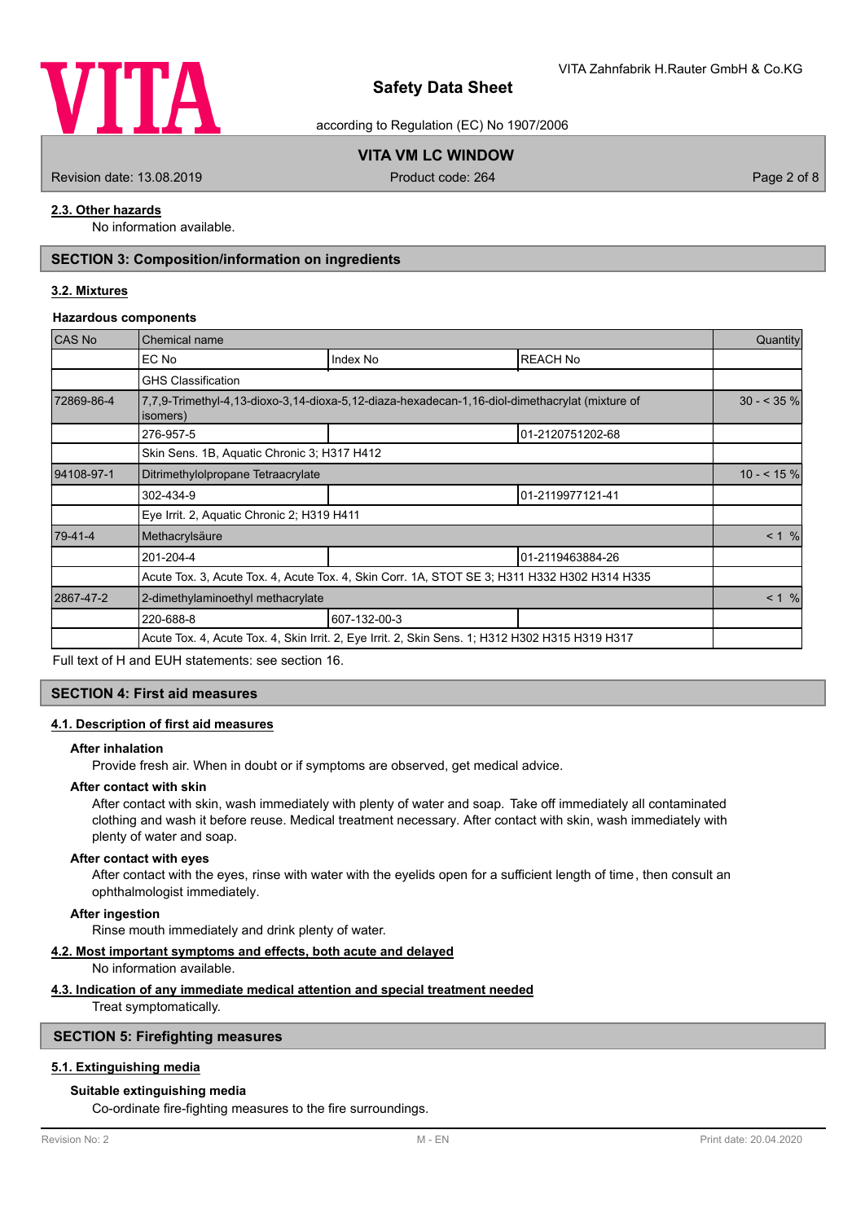### 2.3. Other hazards

No information available.

## SECTION 3: Composition/information on ingredients

### 3.2. Mixtures

**Hazardous components**

| CAS No | Chemical name | | | Quantity |
|---|---|---|---|---|
| | EC No | Index No | REACH No | |
| | GHS Classification | | | |
| 72869-86-4 | 7,7,9-Trimethyl-4,13-dioxo-3,14-dioxa-5,12-diaza-hexadecan-1,16-diol-dimethacrylat (mixture of isomers) | | | 30 - < 35 % |
| | 276-957-5 | | 01-2120751202-68 | |
| | Skin Sens. 1B, Aquatic Chronic 3; H317 H412 | | | |
| 94108-97-1 | Ditrimethylolpropane Tetraacrylate | | | 10 - < 15 % |
| | 302-434-9 | | 01-2119977121-41 | |
| | Eye Irrit. 2, Aquatic Chronic 2; H319 H411 | | | |
| 79-41-4 | Methacrylsäure | | | < 1 % |
| | 201-204-4 | | 01-2119463884-26 | |
| | Acute Tox. 3, Acute Tox. 4, Acute Tox. 4, Skin Corr. 1A, STOT SE 3; H311 H332 H302 H314 H335 | | | |
| 2867-47-2 | 2-dimethylaminoethyl methacrylate | | | < 1 % |
| | 220-688-8 | 607-132-00-3 | | |
| | Acute Tox. 4, Acute Tox. 4, Skin Irrit. 2, Eye Irrit. 2, Skin Sens. 1; H312 H302 H315 H319 H317 | | | |

Full text of H and EUH statements: see section 16.

## SECTION 4: First aid measures

### 4.1. Description of first aid measures

**After inhalation**

Provide fresh air. When in doubt or if symptoms are observed, get medical advice.

**After contact with skin**

After contact with skin, wash immediately with plenty of water and soap. Take off immediately all contaminated clothing and wash it before reuse. Medical treatment necessary. After contact with skin, wash immediately with plenty of water and soap.

**After contact with eyes**

After contact with the eyes, rinse with water with the eyelids open for a sufficient length of time, then consult an ophthalmologist immediately.

**After ingestion**

Rinse mouth immediately and drink plenty of water.

### 4.2. Most important symptoms and effects, both acute and delayed

No information available.

### 4.3. Indication of any immediate medical attention and special treatment needed

Treat symptomatically.

## SECTION 5: Firefighting measures

### 5.1. Extinguishing media

**Suitable extinguishing media**

Co-ordinate fire-fighting measures to the fire surroundings.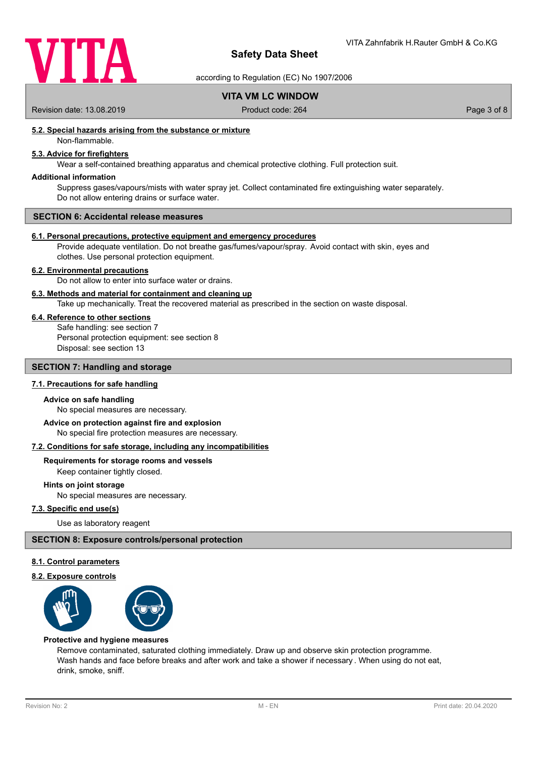#### 5.2. Special hazards arising from the substance or mixture

Non-flammable.

#### 5.3. Advice for firefighters

Wear a self-contained breathing apparatus and chemical protective clothing. Full protection suit.

**Additional information**

Suppress gases/vapours/mists with water spray jet. Collect contaminated fire extinguishing water separately. Do not allow entering drains or surface water.

## SECTION 6: Accidental release measures

#### 6.1. Personal precautions, protective equipment and emergency procedures

Provide adequate ventilation. Do not breathe gas/fumes/vapour/spray. Avoid contact with skin, eyes and clothes. Use personal protection equipment.

#### 6.2. Environmental precautions

Do not allow to enter into surface water or drains.

#### 6.3. Methods and material for containment and cleaning up

Take up mechanically. Treat the recovered material as prescribed in the section on waste disposal.

#### 6.4. Reference to other sections

Safe handling: see section 7
Personal protection equipment: see section 8
Disposal: see section 13

## SECTION 7: Handling and storage

#### 7.1. Precautions for safe handling

**Advice on safe handling**

No special measures are necessary.

**Advice on protection against fire and explosion**

No special fire protection measures are necessary.

#### 7.2. Conditions for safe storage, including any incompatibilities

**Requirements for storage rooms and vessels**

Keep container tightly closed.

**Hints on joint storage**

No special measures are necessary.

#### 7.3. Specific end use(s)

Use as laboratory reagent

## SECTION 8: Exposure controls/personal protection

#### 8.1. Control parameters

#### 8.2. Exposure controls

**Protective and hygiene measures**

Remove contaminated, saturated clothing immediately. Draw up and observe skin protection programme. Wash hands and face before breaks and after work and take a shower if necessary . When using do not eat, drink, smoke, sniff.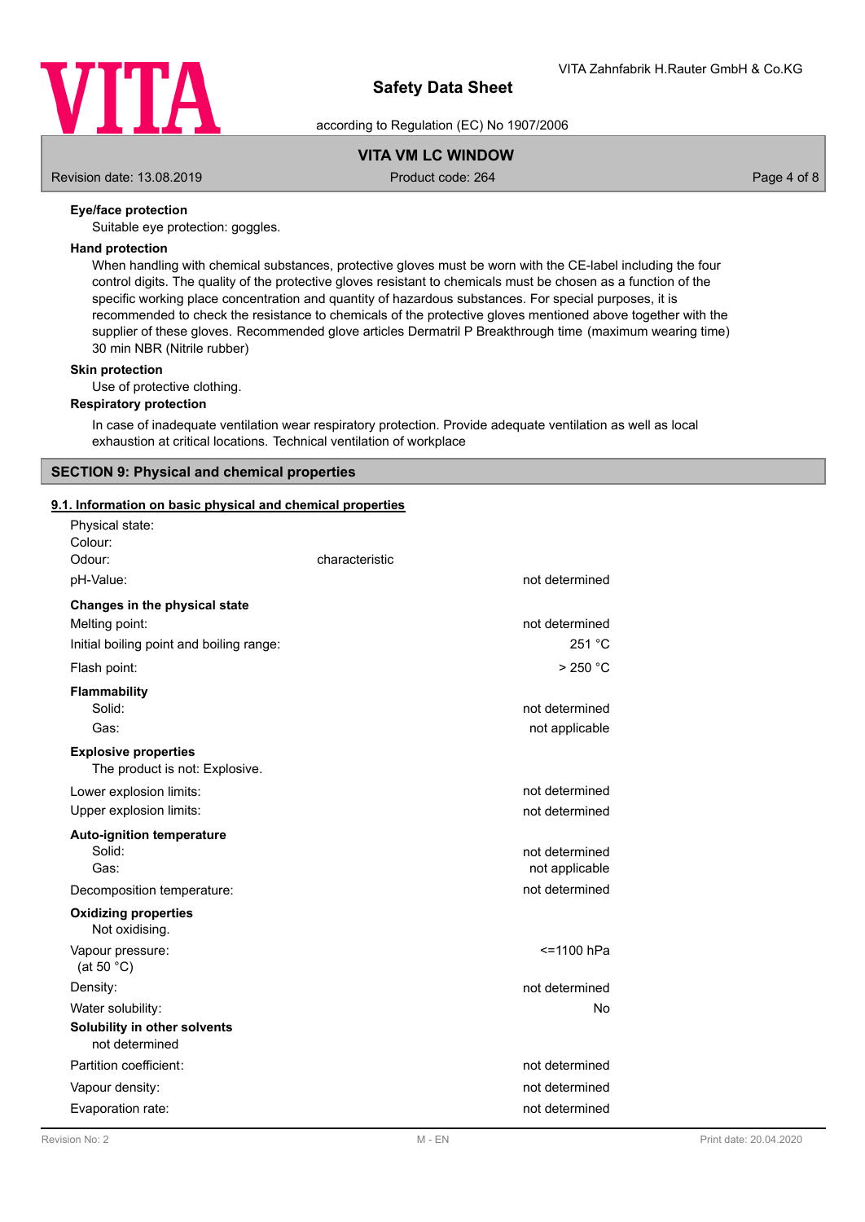**Eye/face protection**

Suitable eye protection: goggles.

**Hand protection**

When handling with chemical substances, protective gloves must be worn with the CE-label including the four control digits. The quality of the protective gloves resistant to chemicals must be chosen as a function of the specific working place concentration and quantity of hazardous substances. For special purposes, it is recommended to check the resistance to chemicals of the protective gloves mentioned above together with the supplier of these gloves. Recommended glove articles Dermatril P Breakthrough time (maximum wearing time) 30 min NBR (Nitrile rubber)

**Skin protection**

Use of protective clothing.

**Respiratory protection**

In case of inadequate ventilation wear respiratory protection. Provide adequate ventilation as well as local exhaustion at critical locations. Technical ventilation of workplace

## SECTION 9: Physical and chemical properties

### 9.1. Information on basic physical and chemical properties

| | | |
|---|---|---|
| Physical state: | | |
| Colour: | | |
| Odour: | characteristic | |
| pH-Value: | | not determined |
| **Changes in the physical state** | | |
| Melting point: | | not determined |
| Initial boiling point and boiling range: | | 251 °C |
| Flash point: | | > 250 °C |
| **Flammability** | | |
| Solid: | | not determined |
| Gas: | | not applicable |
| **Explosive properties** | | |
| The product is not: Explosive. | | |
| Lower explosion limits: | | not determined |
| Upper explosion limits: | | not determined |
| **Auto-ignition temperature** | | |
| Solid: | | not determined |
| Gas: | | not applicable |
| Decomposition temperature: | | not determined |
| **Oxidizing properties** | | |
| Not oxidising. | | |
| Vapour pressure: (at 50 °C) | | <=1100 hPa |
| Density: | | not determined |
| Water solubility: | | No |
| **Solubility in other solvents** | | |
| not determined | | |
| Partition coefficient: | | not determined |
| Vapour density: | | not determined |
| Evaporation rate: | | not determined |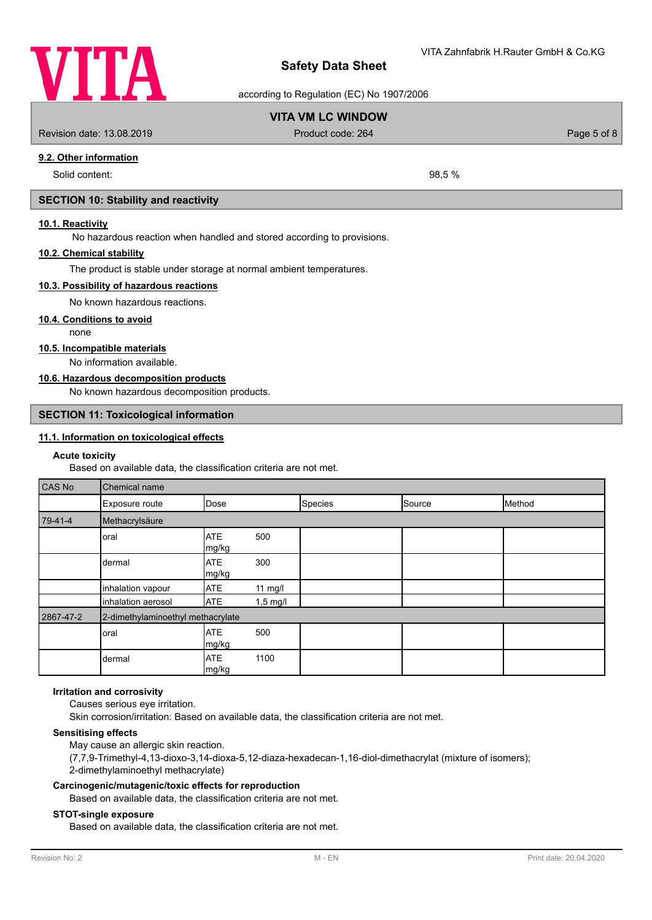#### 9.2. Other information

Solid content: 98,5 %

## SECTION 10: Stability and reactivity

#### 10.1. Reactivity

No hazardous reaction when handled and stored according to provisions.

#### 10.2. Chemical stability

The product is stable under storage at normal ambient temperatures.

#### 10.3. Possibility of hazardous reactions

No known hazardous reactions.

#### 10.4. Conditions to avoid

none

#### 10.5. Incompatible materials

No information available.

#### 10.6. Hazardous decomposition products

No known hazardous decomposition products.

## SECTION 11: Toxicological information

#### 11.1. Information on toxicological effects

**Acute toxicity**

Based on available data, the classification criteria are not met.

| CAS No | Chemical name | | | | | |
|---|---|---|---|---|---|---|
| | Exposure route | Dose | | Species | Source | Method |
| 79-41-4 | Methacrylsäure | | | | | |
| | oral | ATE mg/kg | 500 | | | |
| | dermal | ATE mg/kg | 300 | | | |
| | inhalation vapour | ATE | 11 mg/l | | | |
| | inhalation aerosol | ATE | 1,5 mg/l | | | |
| 2867-47-2 | 2-dimethylaminoethyl methacrylate | | | | | |
| | oral | ATE mg/kg | 500 | | | |
| | dermal | ATE mg/kg | 1100 | | | |

**Irritation and corrosivity**

Causes serious eye irritation.

Skin corrosion/irritation: Based on available data, the classification criteria are not met.

**Sensitising effects**

May cause an allergic skin reaction.
(7,7,9-Trimethyl-4,13-dioxo-3,14-dioxa-5,12-diaza-hexadecan-1,16-diol-dimethacrylat (mixture of isomers); 2-dimethylaminoethyl methacrylate)

**Carcinogenic/mutagenic/toxic effects for reproduction**

Based on available data, the classification criteria are not met.

**STOT-single exposure**

Based on available data, the classification criteria are not met.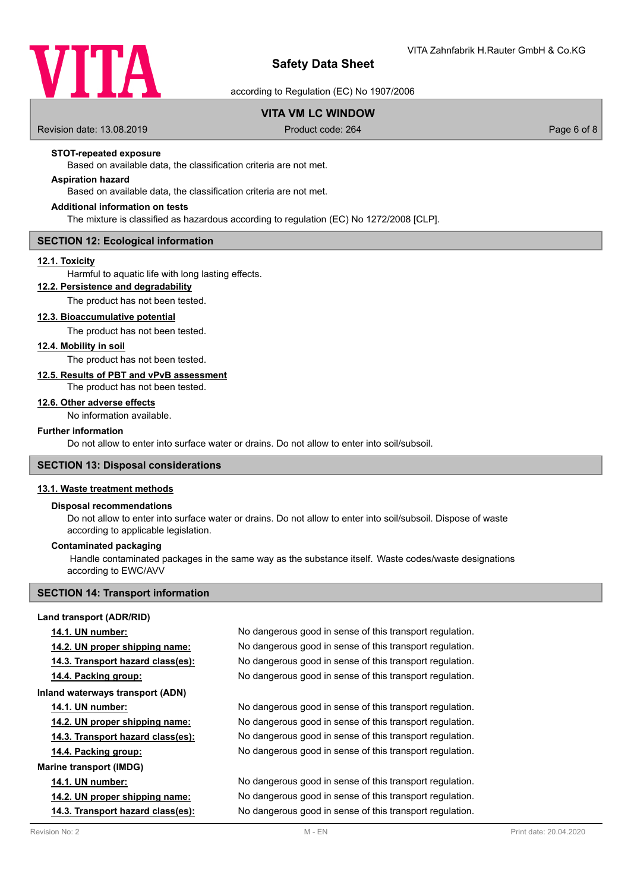**STOT-repeated exposure**

Based on available data, the classification criteria are not met.

**Aspiration hazard**

Based on available data, the classification criteria are not met.

**Additional information on tests**

The mixture is classified as hazardous according to regulation (EC) No 1272/2008 [CLP].

## SECTION 12: Ecological information

### 12.1. Toxicity

Harmful to aquatic life with long lasting effects.

### 12.2. Persistence and degradability

The product has not been tested.

### 12.3. Bioaccumulative potential

The product has not been tested.

### 12.4. Mobility in soil

The product has not been tested.

### 12.5. Results of PBT and vPvB assessment

The product has not been tested.

### 12.6. Other adverse effects

No information available.

**Further information**

Do not allow to enter into surface water or drains. Do not allow to enter into soil/subsoil.

## SECTION 13: Disposal considerations

### 13.1. Waste treatment methods

**Disposal recommendations**

Do not allow to enter into surface water or drains. Do not allow to enter into soil/subsoil. Dispose of waste according to applicable legislation.

**Contaminated packaging**

Handle contaminated packages in the same way as the substance itself. Waste codes/waste designations according to EWC/AVV

## SECTION 14: Transport information

**Land transport (ADR/RID)**

| | |
|---|---|
| 14.1. UN number: | No dangerous good in sense of this transport regulation. |
| 14.2. UN proper shipping name: | No dangerous good in sense of this transport regulation. |
| 14.3. Transport hazard class(es): | No dangerous good in sense of this transport regulation. |
| 14.4. Packing group: | No dangerous good in sense of this transport regulation. |

**Inland waterways transport (ADN)**

| | |
|---|---|
| 14.1. UN number: | No dangerous good in sense of this transport regulation. |
| 14.2. UN proper shipping name: | No dangerous good in sense of this transport regulation. |
| 14.3. Transport hazard class(es): | No dangerous good in sense of this transport regulation. |
| 14.4. Packing group: | No dangerous good in sense of this transport regulation. |

**Marine transport (IMDG)**

| | |
|---|---|
| 14.1. UN number: | No dangerous good in sense of this transport regulation. |
| 14.2. UN proper shipping name: | No dangerous good in sense of this transport regulation. |
| 14.3. Transport hazard class(es): | No dangerous good in sense of this transport regulation. |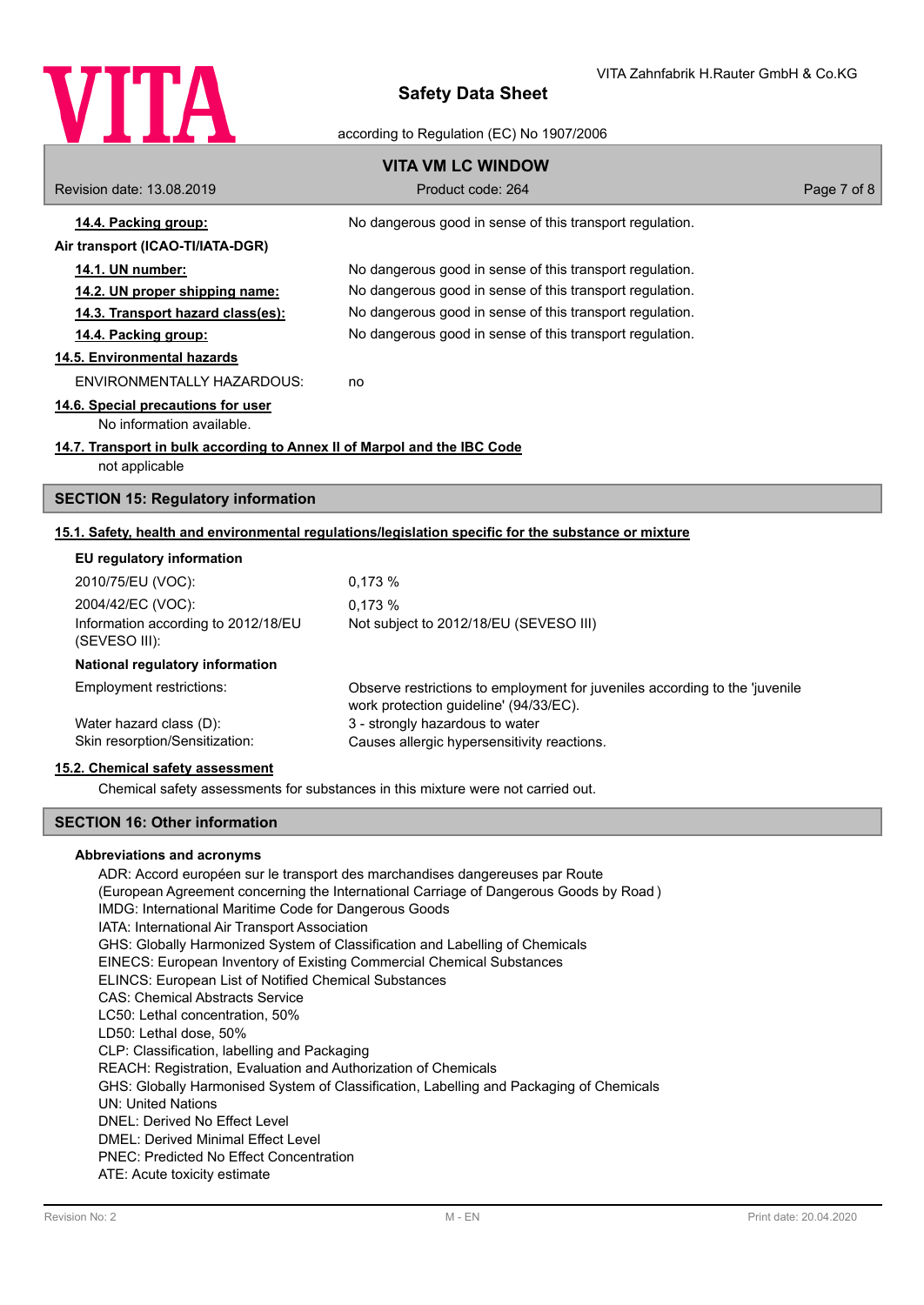**14.4. Packing group:** No dangerous good in sense of this transport regulation.

**Air transport (ICAO-TI/IATA-DGR)**

| | |
|---|---|
| **14.1. UN number:** | No dangerous good in sense of this transport regulation. |
| **14.2. UN proper shipping name:** | No dangerous good in sense of this transport regulation. |
| **14.3. Transport hazard class(es):** | No dangerous good in sense of this transport regulation. |
| **14.4. Packing group:** | No dangerous good in sense of this transport regulation. |

**14.5. Environmental hazards**

ENVIRONMENTALLY HAZARDOUS: no

**14.6. Special precautions for user**

No information available.

**14.7. Transport in bulk according to Annex II of Marpol and the IBC Code**

not applicable

## SECTION 15: Regulatory information

**15.1. Safety, health and environmental regulations/legislation specific for the substance or mixture**

**EU regulatory information**

| | |
|---|---|
| 2010/75/EU (VOC): | 0,173 % |
| 2004/42/EC (VOC): | 0,173 % |
| Information according to 2012/18/EU (SEVESO III): | Not subject to 2012/18/EU (SEVESO III) |

**National regulatory information**

| | |
|---|---|
| Employment restrictions: | Observe restrictions to employment for juveniles according to the 'juvenile work protection guideline' (94/33/EC). |
| Water hazard class (D): | 3 - strongly hazardous to water |
| Skin resorption/Sensitization: | Causes allergic hypersensitivity reactions. |

**15.2. Chemical safety assessment**

Chemical safety assessments for substances in this mixture were not carried out.

## SECTION 16: Other information

**Abbreviations and acronyms**

ADR: Accord européen sur le transport des marchandises dangereuses par Route
(European Agreement concerning the International Carriage of Dangerous Goods by Road )
IMDG: International Maritime Code for Dangerous Goods
IATA: International Air Transport Association
GHS: Globally Harmonized System of Classification and Labelling of Chemicals
EINECS: European Inventory of Existing Commercial Chemical Substances
ELINCS: European List of Notified Chemical Substances
CAS: Chemical Abstracts Service
LC50: Lethal concentration, 50%
LD50: Lethal dose, 50%
CLP: Classification, labelling and Packaging
REACH: Registration, Evaluation and Authorization of Chemicals
GHS: Globally Harmonised System of Classification, Labelling and Packaging of Chemicals
UN: United Nations
DNEL: Derived No Effect Level
DMEL: Derived Minimal Effect Level
PNEC: Predicted No Effect Concentration
ATE: Acute toxicity estimate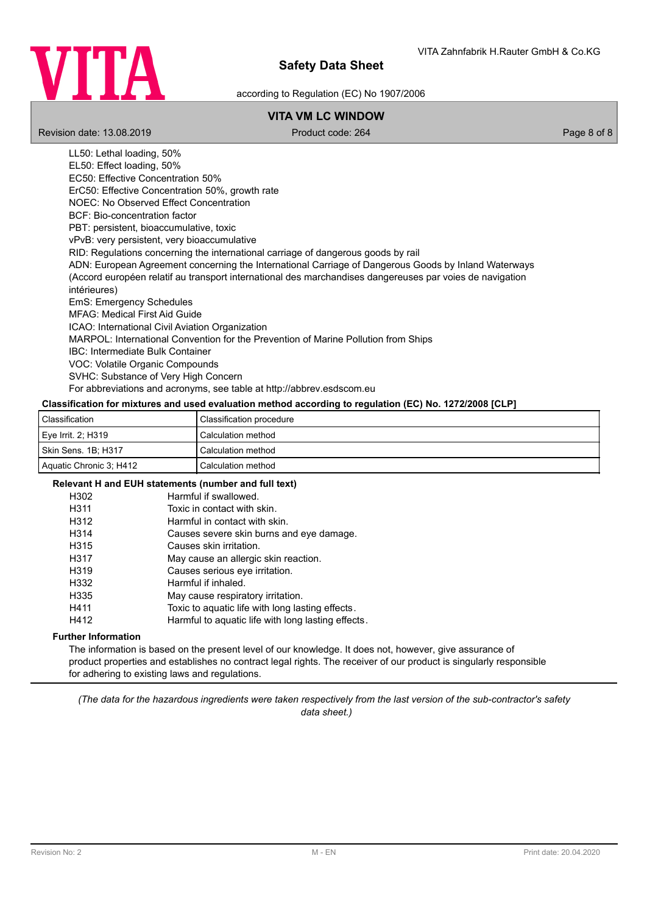LL50: Lethal loading, 50%
EL50: Effect loading, 50%
EC50: Effective Concentration 50%
ErC50: Effective Concentration 50%, growth rate
NOEC: No Observed Effect Concentration
BCF: Bio-concentration factor
PBT: persistent, bioaccumulative, toxic
vPvB: very persistent, very bioaccumulative
RID: Regulations concerning the international carriage of dangerous goods by rail
ADN: European Agreement concerning the International Carriage of Dangerous Goods by Inland Waterways (Accord européen relatif au transport international des marchandises dangereuses par voies de navigation intérieures)
EmS: Emergency Schedules
MFAG: Medical First Aid Guide
ICAO: International Civil Aviation Organization
MARPOL: International Convention for the Prevention of Marine Pollution from Ships
IBC: Intermediate Bulk Container
VOC: Volatile Organic Compounds
SVHC: Substance of Very High Concern
For abbreviations and acronyms, see table at http://abbrev.esdscom.eu

**Classification for mixtures and used evaluation method according to regulation (EC) No. 1272/2008 [CLP]**

| Classification | Classification procedure |
|---|---|
| Eye Irrit. 2; H319 | Calculation method |
| Skin Sens. 1B; H317 | Calculation method |
| Aquatic Chronic 3; H412 | Calculation method |

**Relevant H and EUH statements (number and full text)**

| | |
|---|---|
| H302 | Harmful if swallowed. |
| H311 | Toxic in contact with skin. |
| H312 | Harmful in contact with skin. |
| H314 | Causes severe skin burns and eye damage. |
| H315 | Causes skin irritation. |
| H317 | May cause an allergic skin reaction. |
| H319 | Causes serious eye irritation. |
| H332 | Harmful if inhaled. |
| H335 | May cause respiratory irritation. |
| H411 | Toxic to aquatic life with long lasting effects. |
| H412 | Harmful to aquatic life with long lasting effects. |

**Further Information**

The information is based on the present level of our knowledge. It does not, however, give assurance of product properties and establishes no contract legal rights. The receiver of our product is singularly responsible for adhering to existing laws and regulations.

*(The data for the hazardous ingredients were taken respectively from the last version of the sub-contractor's safety data sheet.)*